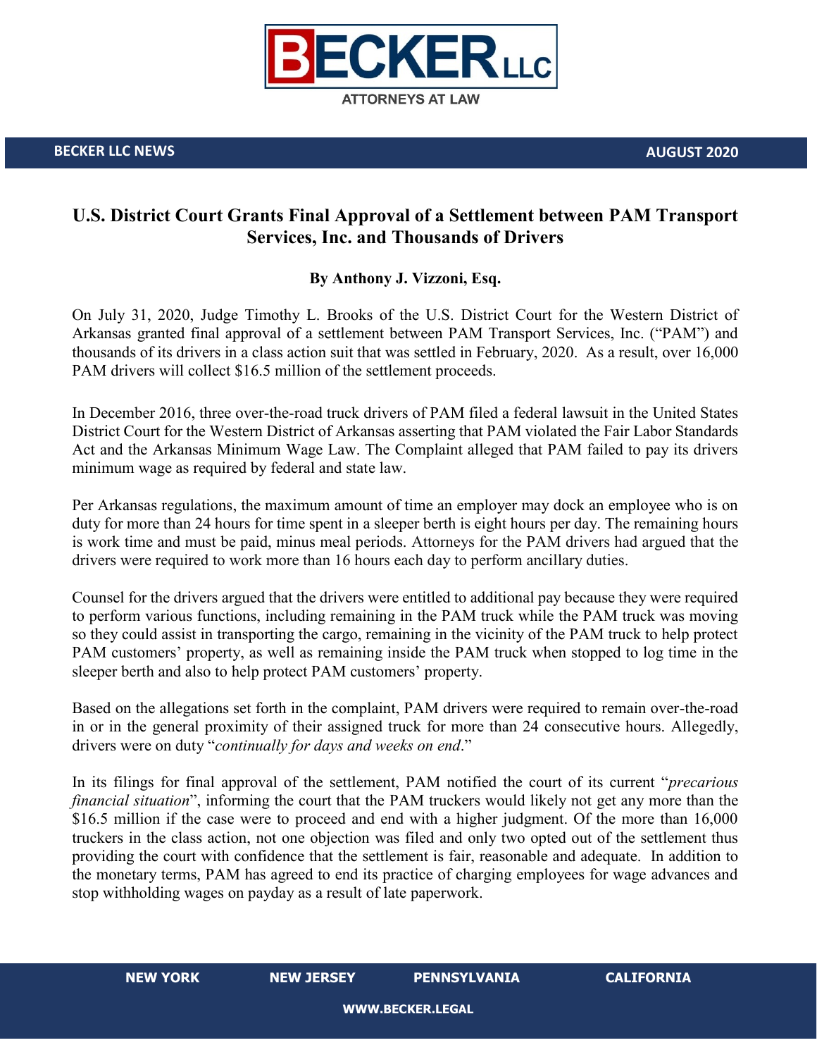BECKER LLC
ATTORNEYS AT LAW

**BECKER LLC NEWS** **AUGUST 2020**

# U.S. District Court Grants Final Approval of a Settlement between PAM Transport Services, Inc. and Thousands of Drivers

**By Anthony J. Vizzoni, Esq.**

On July 31, 2020, Judge Timothy L. Brooks of the U.S. District Court for the Western District of Arkansas granted final approval of a settlement between PAM Transport Services, Inc. ("PAM") and thousands of its drivers in a class action suit that was settled in February, 2020. As a result, over 16,000 PAM drivers will collect $16.5 million of the settlement proceeds.

In December 2016, three over-the-road truck drivers of PAM filed a federal lawsuit in the United States District Court for the Western District of Arkansas asserting that PAM violated the Fair Labor Standards Act and the Arkansas Minimum Wage Law. The Complaint alleged that PAM failed to pay its drivers minimum wage as required by federal and state law.

Per Arkansas regulations, the maximum amount of time an employer may dock an employee who is on duty for more than 24 hours for time spent in a sleeper berth is eight hours per day. The remaining hours is work time and must be paid, minus meal periods. Attorneys for the PAM drivers had argued that the drivers were required to work more than 16 hours each day to perform ancillary duties.

Counsel for the drivers argued that the drivers were entitled to additional pay because they were required to perform various functions, including remaining in the PAM truck while the PAM truck was moving so they could assist in transporting the cargo, remaining in the vicinity of the PAM truck to help protect PAM customers' property, as well as remaining inside the PAM truck when stopped to log time in the sleeper berth and also to help protect PAM customers' property.

Based on the allegations set forth in the complaint, PAM drivers were required to remain over-the-road in or in the general proximity of their assigned truck for more than 24 consecutive hours. Allegedly, drivers were on duty "*continually for days and weeks on end*."

In its filings for final approval of the settlement, PAM notified the court of its current "*precarious financial situation*", informing the court that the PAM truckers would likely not get any more than the $16.5 million if the case were to proceed and end with a higher judgment. Of the more than 16,000 truckers in the class action, not one objection was filed and only two opted out of the settlement thus providing the court with confidence that the settlement is fair, reasonable and adequate. In addition to the monetary terms, PAM has agreed to end its practice of charging employees for wage advances and stop withholding wages on payday as a result of late paperwork.

**NEW YORK** **NEW JERSEY** **PENNSYLVANIA** **CALIFORNIA**

**WWW.BECKER.LEGAL**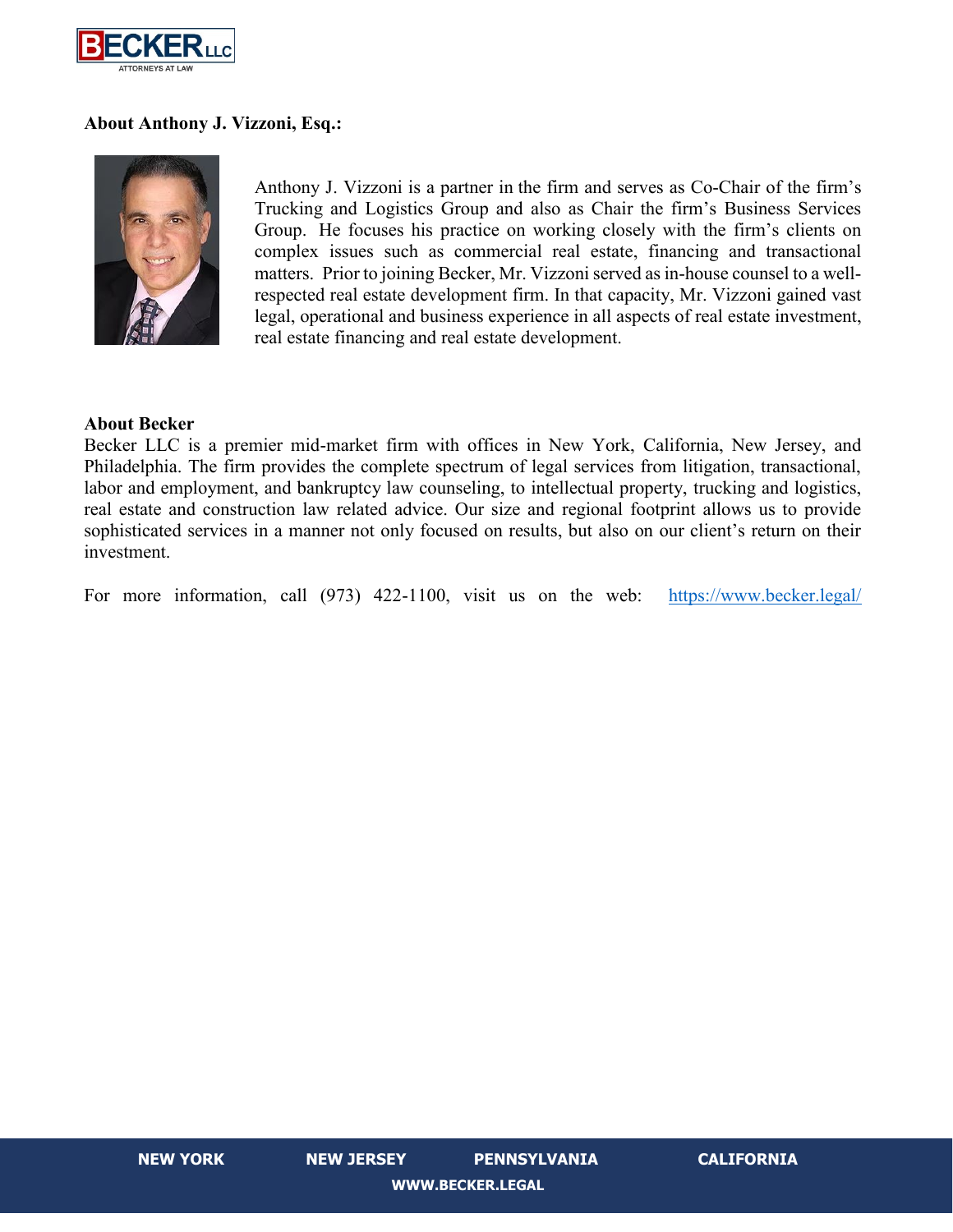**About Anthony J. Vizzoni, Esq.:**

Anthony J. Vizzoni is a partner in the firm and serves as Co-Chair of the firm's Trucking and Logistics Group and also as Chair the firm's Business Services Group. He focuses his practice on working closely with the firm's clients on complex issues such as commercial real estate, financing and transactional matters. Prior to joining Becker, Mr. Vizzoni served as in-house counsel to a well-respected real estate development firm. In that capacity, Mr. Vizzoni gained vast legal, operational and business experience in all aspects of real estate investment, real estate financing and real estate development.

**About Becker**

Becker LLC is a premier mid-market firm with offices in New York, California, New Jersey, and Philadelphia. The firm provides the complete spectrum of legal services from litigation, transactional, labor and employment, and bankruptcy law counseling, to intellectual property, trucking and logistics, real estate and construction law related advice. Our size and regional footprint allows us to provide sophisticated services in a manner not only focused on results, but also on our client's return on their investment.

For more information, call (973) 422-1100, visit us on the web: https://www.becker.legal/